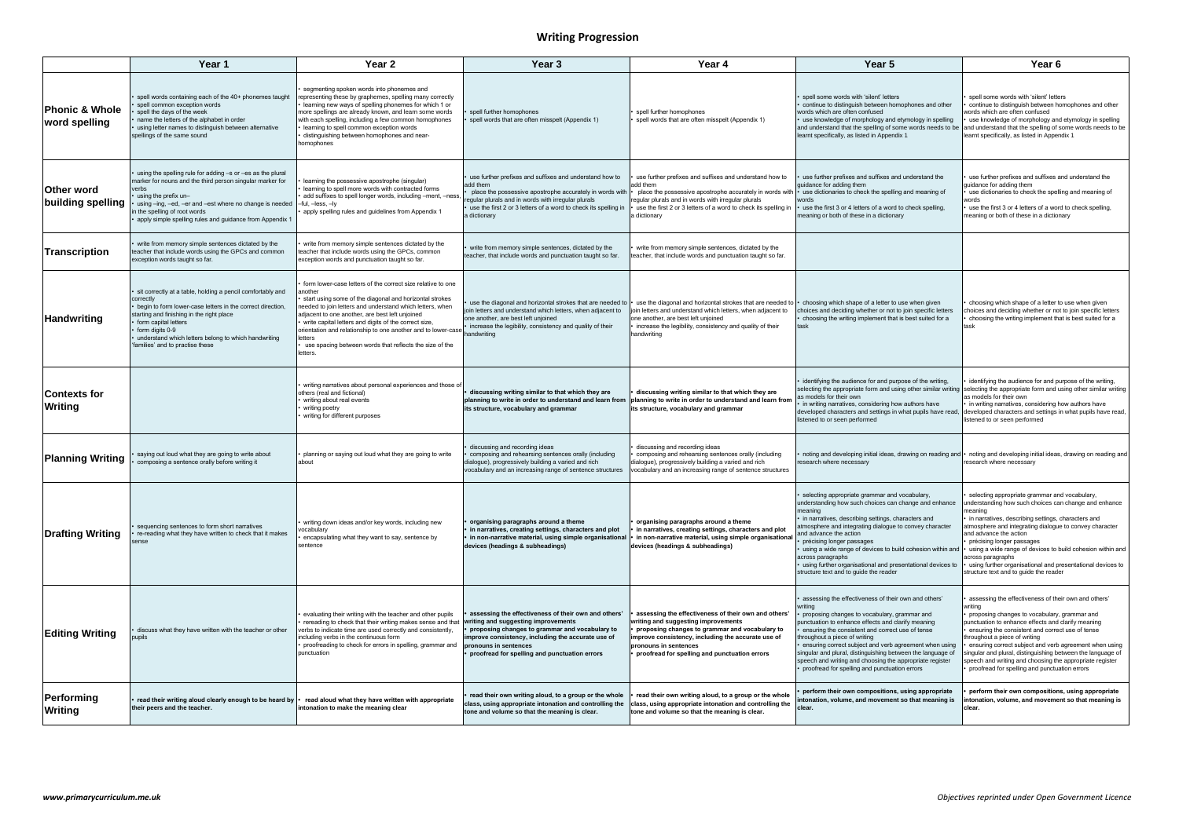# Writing Progression

| | Year 1 | Year 2 | Year 3 | Year 4 | Year 5 | Year 6 |
|---|---|---|---|---|---|---|
| **Phonic & Whole word spelling** | • spell words containing each of the 40+ phonemes taught<br>• spell common exception words<br>• spell the days of the week<br>• name the letters of the alphabet in order<br>• using letter names to distinguish between alternative spellings of the same sound | • segmenting spoken words into phonemes and representing these by graphemes, spelling many correctly<br>• learning new ways of spelling phonemes for which 1 or more spellings are already known, and learn some words with each spelling, including a few common homophones<br>• learning to spell common exception words<br>• distinguishing between homophones and near-homophones | • spell further homophones<br>• spell words that are often misspelt (Appendix 1) | • spell further homophones<br>• spell words that are often misspelt (Appendix 1) | • spell some words with 'silent' letters<br>• continue to distinguish between homophones and other words which are often confused<br>• use knowledge of morphology and etymology in spelling and understand that the spelling of some words needs to be learnt specifically, as listed in Appendix 1 | • spell some words with 'silent' letters<br>• continue to distinguish between homophones and other words which are often confused<br>• use knowledge of morphology and etymology in spelling and understand that the spelling of some words needs to be learnt specifically, as listed in Appendix 1 |
| **Other word building spelling** | • using the spelling rule for adding –s or –es as the plural marker for nouns and the third person singular marker for verbs<br>• using the prefix un–<br>• using –ing, –ed, –er and –est where no change is needed in the spelling of root words<br>• apply simple spelling rules and guidance from Appendix 1 | • learning the possessive apostrophe (singular)<br>• learning to spell more words with contracted forms<br>• add suffixes to spell longer words, including –ment, –ness, –ful, –less, –ly<br>• apply spelling rules and guidelines from Appendix 1 | • use further prefixes and suffixes and understand how to add them<br>• place the possessive apostrophe accurately in words with regular plurals and in words with irregular plurals<br>• use the first 2 or 3 letters of a word to check its spelling in a dictionary | • use further prefixes and suffixes and understand how to add them<br>• place the possessive apostrophe accurately in words with regular plurals and in words with irregular plurals<br>• use the first 2 or 3 letters of a word to check its spelling in a dictionary | • use further prefixes and suffixes and understand the guidance for adding them<br>• use dictionaries to check the spelling and meaning of words<br>• use the first 3 or 4 letters of a word to check spelling, meaning or both of these in a dictionary | • use further prefixes and suffixes and understand the guidance for adding them<br>• use dictionaries to check the spelling and meaning of words<br>• use the first 3 or 4 letters of a word to check spelling, meaning or both of these in a dictionary |
| **Transcription** | • write from memory simple sentences dictated by the teacher that include words using the GPCs and common exception words taught so far. | • write from memory simple sentences dictated by the teacher that include words using the GPCs, common exception words and punctuation taught so far. | • write from memory simple sentences, dictated by the teacher, that include words and punctuation taught so far. | • write from memory simple sentences, dictated by the teacher, that include words and punctuation taught so far. | | |
| **Handwriting** | • sit correctly at a table, holding a pencil comfortably and correctly<br>• begin to form lower-case letters in the correct direction, starting and finishing in the right place<br>• form capital letters<br>• form digits 0-9<br>• understand which letters belong to which handwriting 'families' and to practise these | • form lower-case letters of the correct size relative to one another<br>• start using some of the diagonal and horizontal strokes needed to join letters and understand which letters, when adjacent to one another, are best left unjoined<br>• write capital letters and digits of the correct size, orientation and relationship to one another and to lower-case letters<br>• use spacing between words that reflects the size of the letters. | • use the diagonal and horizontal strokes that are needed to join letters and understand which letters, when adjacent to one another, are best left unjoined<br>• increase the legibility, consistency and quality of their handwriting | • use the diagonal and horizontal strokes that are needed to join letters and understand which letters, when adjacent to one another, are best left unjoined<br>• increase the legibility, consistency and quality of their handwriting | • choosing which shape of a letter to use when given choices and deciding whether or not to join specific letters<br>• choosing the writing implement that is best suited for a task | • choosing which shape of a letter to use when given choices and deciding whether or not to join specific letters<br>• choosing the writing implement that is best suited for a task |
| **Contexts for Writing** | | • writing narratives about personal experiences and those of others (real and fictional)<br>• writing about real events<br>• writing poetry<br>• writing for different purposes | **• discussing writing similar to that which they are planning to write in order to understand and learn from its structure, vocabulary and grammar** | **• discussing writing similar to that which they are planning to write in order to understand and learn from its structure, vocabulary and grammar** | • identifying the audience for and purpose of the writing, selecting the appropriate form and using other similar writing as models for their own<br>• in writing narratives, considering how authors have developed characters and settings in what pupils have read, listened to or seen performed | • identifying the audience for and purpose of the writing, selecting the appropriate form and using other similar writing as models for their own<br>• in writing narratives, considering how authors have developed characters and settings in what pupils have read, listened to or seen performed |
| **Planning Writing** | • saying out loud what they are going to write about<br>• composing a sentence orally before writing it | • planning or saying out loud what they are going to write about | • discussing and recording ideas<br>• composing and rehearsing sentences orally (including dialogue), progressively building a varied and rich vocabulary and an increasing range of sentence structures | • discussing and recording ideas<br>• composing and rehearsing sentences orally (including dialogue), progressively building a varied and rich vocabulary and an increasing range of sentence structures | • noting and developing initial ideas, drawing on reading and research where necessary | • noting and developing initial ideas, drawing on reading and research where necessary |
| **Drafting Writing** | • sequencing sentences to form short narratives<br>• re-reading what they have written to check that it makes sense | • writing down ideas and/or key words, including new vocabulary<br>• encapsulating what they want to say, sentence by sentence | **• organising paragraphs around a theme<br>• in narratives, creating settings, characters and plot<br>• in non-narrative material, using simple organisational devices (headings & subheadings)** | **• organising paragraphs around a theme<br>• in narratives, creating settings, characters and plot<br>• in non-narrative material, using simple organisational devices (headings & subheadings)** | • selecting appropriate grammar and vocabulary, understanding how such choices can change and enhance meaning<br>• in narratives, describing settings, characters and atmosphere and integrating dialogue to convey character and advance the action<br>• précising longer passages<br>• using a wide range of devices to build cohesion within and across paragraphs<br>• using further organisational and presentational devices to structure text and to guide the reader | • selecting appropriate grammar and vocabulary, understanding how such choices can change and enhance meaning<br>• in narratives, describing settings, characters and atmosphere and integrating dialogue to convey character and advance the action<br>• précising longer passages<br>• using a wide range of devices to build cohesion within and across paragraphs<br>• using further organisational and presentational devices to structure text and to guide the reader |
| **Editing Writing** | • discuss what they have written with the teacher or other pupils | • evaluating their writing with the teacher and other pupils<br>• rereading to check that their writing makes sense and that verbs to indicate time are used correctly and consistently, including verbs in the continuous form<br>• proofreading to check for errors in spelling, grammar and punctuation | **• assessing the effectiveness of their own and others' writing and suggesting improvements<br>• proposing changes to grammar and vocabulary to improve consistency, including the accurate use of pronouns in sentences<br>• proofread for spelling and punctuation errors** | **• assessing the effectiveness of their own and others' writing and suggesting improvements<br>• proposing changes to grammar and vocabulary to improve consistency, including the accurate use of pronouns in sentences<br>• proofread for spelling and punctuation errors** | • assessing the effectiveness of their own and others' writing<br>• proposing changes to vocabulary, grammar and punctuation to enhance effects and clarify meaning<br>• ensuring the consistent and correct use of tense throughout a piece of writing<br>• ensuring correct subject and verb agreement when using singular and plural, distinguishing between the language of speech and writing and choosing the appropriate register<br>• proofread for spelling and punctuation errors | • assessing the effectiveness of their own and others' writing<br>• proposing changes to vocabulary, grammar and punctuation to enhance effects and clarify meaning<br>• ensuring the consistent and correct use of tense throughout a piece of writing<br>• ensuring correct subject and verb agreement when using singular and plural, distinguishing between the language of speech and writing and choosing the appropriate register<br>• proofread for spelling and punctuation errors |
| **Performing Writing** | **• read their writing aloud clearly enough to be heard by their peers and the teacher.** | **• read aloud what they have written with appropriate intonation to make the meaning clear** | **• read their own writing aloud, to a group or the whole class, using appropriate intonation and controlling the tone and volume so that the meaning is clear.** | **• read their own writing aloud, to a group or the whole class, using appropriate intonation and controlling the tone and volume so that the meaning is clear.** | **• perform their own compositions, using appropriate intonation, volume, and movement so that meaning is clear.** | **• perform their own compositions, using appropriate intonation, volume, and movement so that meaning is clear.** |

*www.primarycurriculum.me.uk*

*Objectives reprinted under Open Government Licence*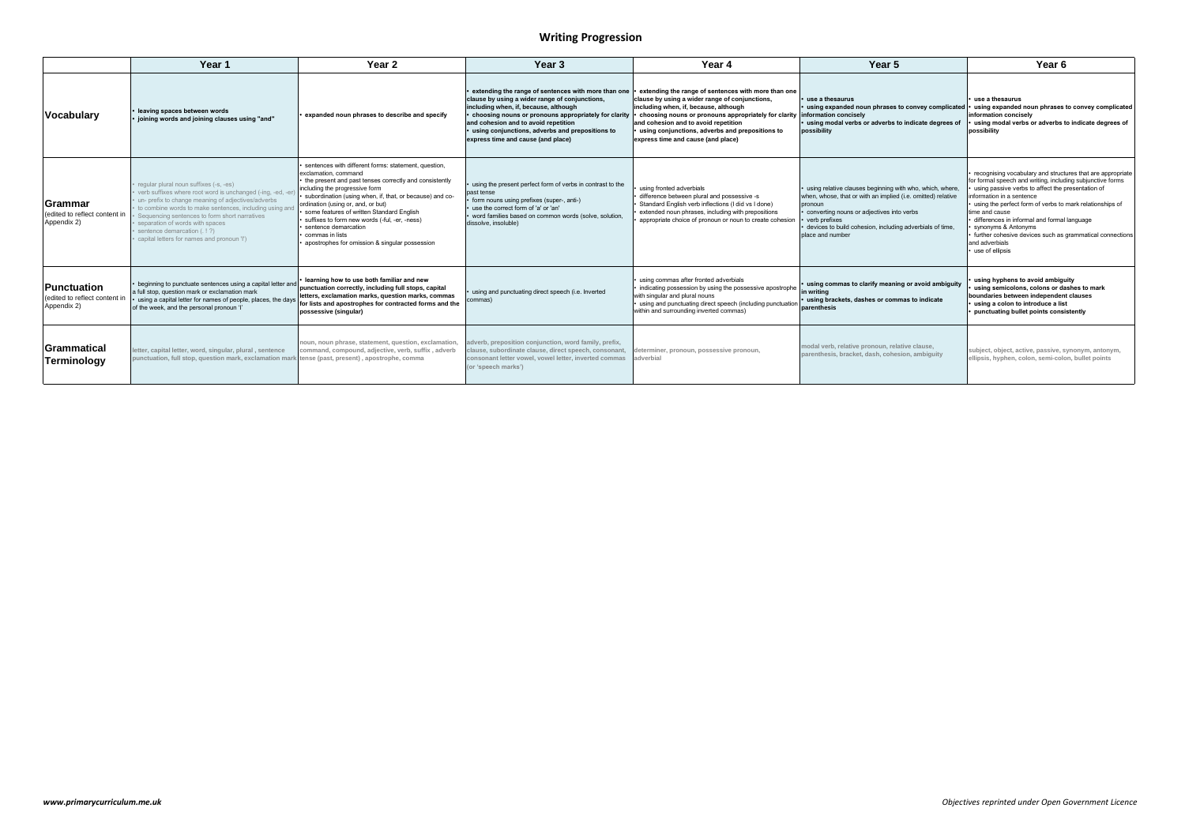# Writing Progression

| | Year 1 | Year 2 | Year 3 | Year 4 | Year 5 | Year 6 |
|---|---|---|---|---|---|---|
| **Vocabulary** | • leaving spaces between words<br>• joining words and joining clauses using "and" | • expanded noun phrases to describe and specify | • extending the range of sentences with more than one clause by using a wider range of conjunctions, including when, if, because, although<br>• choosing nouns or pronouns appropriately for clarity and cohesion and to avoid repetition<br>• using conjunctions, adverbs and prepositions to express time and cause (and place) | • extending the range of sentences with more than one clause by using a wider range of conjunctions, including when, if, because, although<br>• choosing nouns or pronouns appropriately for clarity and cohesion and to avoid repetition<br>• using conjunctions, adverbs and prepositions to express time and cause (and place) | • use a thesaurus<br>• using expanded noun phrases to convey complicated information concisely<br>• using modal verbs or adverbs to indicate degrees of possibility | • use a thesaurus<br>• using expanded noun phrases to convey complicated information concisely<br>• using modal verbs or adverbs to indicate degrees of possibility |
| **Grammar**<br>(edited to reflect content in Appendix 2) | • regular plural noun suffixes (-s, -es)<br>• verb suffixes where root word is unchanged (-ing, -ed, -er)<br>• un- prefix to change meaning of adjectives/adverbs<br>• to combine words to make sentences, including using and<br>• Sequencing sentences to form short narratives<br>• separation of words with spaces<br>• sentence demarcation (. ! ?)<br>• capital letters for names and pronoun 'I' | • sentences with different forms: statement, question, exclamation, command<br>• the present and past tenses correctly and consistently including the progressive form<br>• subordination (using when, if, that, or because) and co-ordination (using or, and, or but)<br>• some features of written Standard English<br>• suffixes to form new words (-ful, -er, -ness)<br>• sentence demarcation<br>• commas in lists<br>• apostrophes for omission & singular possession | • using the present perfect form of verbs in contrast to the past tense<br>• form nouns using prefixes (super-, anti-)<br>• use the correct form of 'a' or 'an'<br>• word families based on common words (solve, solution, dissolve, insoluble) | • using fronted adverbials<br>• difference between plural and possessive -s<br>• Standard English verb inflections (I did vs I done)<br>• extended noun phrases, including with prepositions<br>• appropriate choice of pronoun or noun to create cohesion | • using relative clauses beginning with who, which, where, when, whose, that or with an implied (i.e. omitted) relative pronoun<br>• converting nouns or adjectives into verbs<br>• verb prefixes<br>• devices to build cohesion, including adverbials of time, place and number | • recognising vocabulary and structures that are appropriate for formal speech and writing, including subjunctive forms<br>• using passive verbs to affect the presentation of information in a sentence<br>• using the perfect form of verbs to mark relationships of time and cause<br>• differences in informal and formal language<br>• synonyms & Antonyms<br>• further cohesive devices such as grammatical connections and adverbials<br>• use of ellipsis |
| **Punctuation**<br>(edited to reflect content in Appendix 2) | • beginning to punctuate sentences using a capital letter and a full stop, question mark or exclamation mark<br>• using a capital letter for names of people, places, the days of the week, and the personal pronoun 'I' | • learning how to use both familiar and new punctuation correctly, including full stops, capital letters, exclamation marks, question marks, commas for lists and apostrophes for contracted forms and the possessive (singular) | • using and punctuating direct speech (i.e. Inverted commas) | • using commas after fronted adverbials<br>• indicating possession by using the possessive apostrophe with singular and plural nouns<br>• using and punctuating direct speech (including punctuation within and surrounding inverted commas) | • using commas to clarify meaning or avoid ambiguity in writing<br>• using brackets, dashes or commas to indicate parenthesis | • using hyphens to avoid ambiguity<br>• using semicolons, colons or dashes to mark boundaries between independent clauses<br>• using a colon to introduce a list<br>• punctuating bullet points consistently |
| **Grammatical Terminology** | letter, capital letter, word, singular, plural, sentence punctuation, full stop, question mark, exclamation mark | noun, noun phrase, statement, question, exclamation, command, compound, adjective, verb, suffix, adverb tense (past, present), apostrophe, comma | adverb, preposition conjunction, word family, prefix, clause, subordinate clause, direct speech, consonant, consonant letter vowel, vowel letter, inverted commas (or 'speech marks') | determiner, pronoun, possessive pronoun, adverbial | modal verb, relative pronoun, relative clause, parenthesis, bracket, dash, cohesion, ambiguity | subject, object, active, passive, synonym, antonym, ellipsis, hyphen, colon, semi-colon, bullet points |

*www.primarycurriculum.me.uk*

*Objectives reprinted under Open Government Licence*